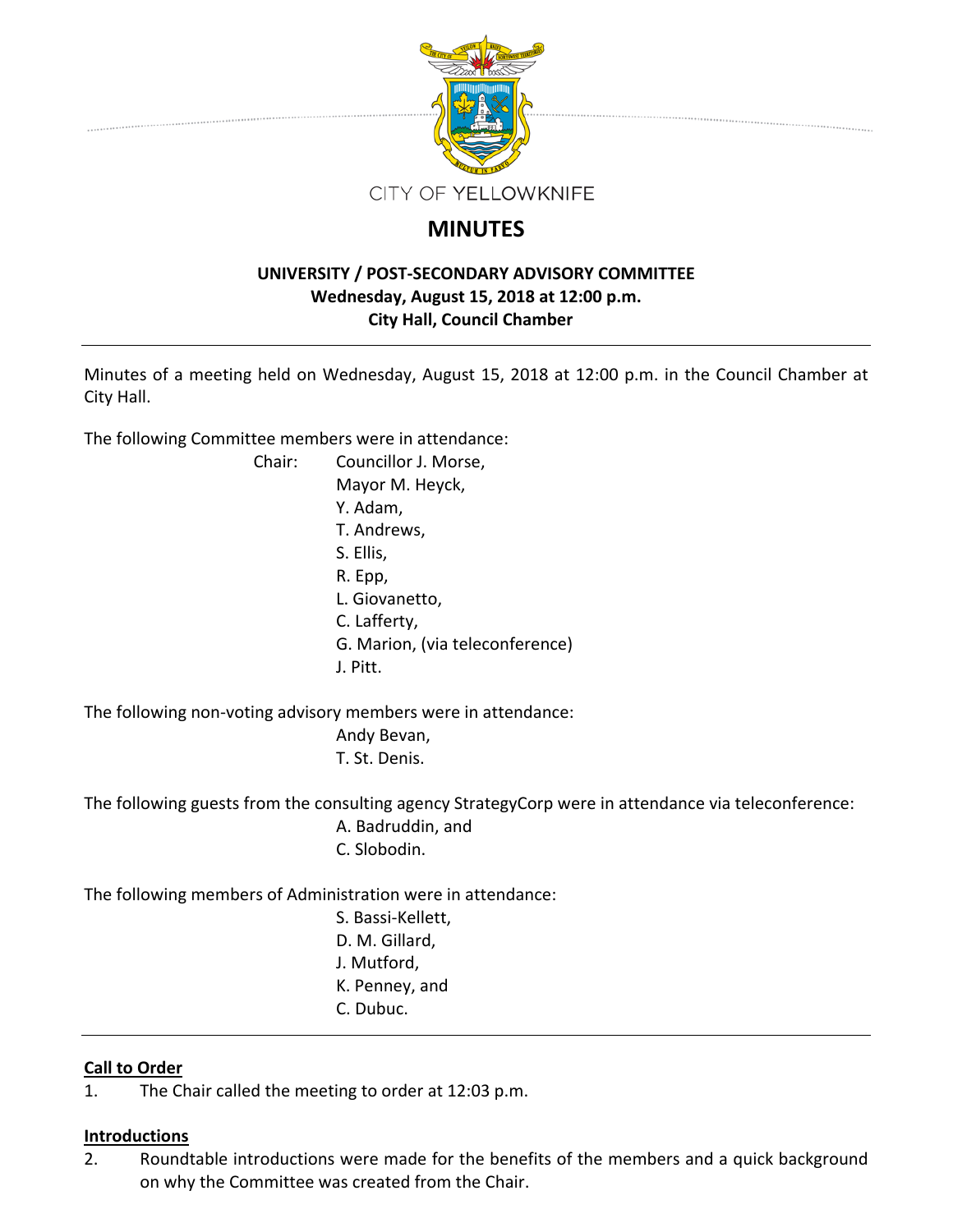CITY OF YELLOWKNIFE

# MINUTES

**UNIVERSITY / POST-SECONDARY ADVISORY COMMITTEE**
**Wednesday, August 15, 2018 at 12:00 p.m.**
**City Hall, Council Chamber**

---

Minutes of a meeting held on Wednesday, August 15, 2018 at 12:00 p.m. in the Council Chamber at City Hall.

The following Committee members were in attendance:

Chair: Councillor J. Morse,
Mayor M. Heyck,
Y. Adam,
T. Andrews,
S. Ellis,
R. Epp,
L. Giovanetto,
C. Lafferty,
G. Marion, (via teleconference)
J. Pitt.

The following non-voting advisory members were in attendance:

Andy Bevan,
T. St. Denis.

The following guests from the consulting agency StrategyCorp were in attendance via teleconference:

A. Badruddin, and
C. Slobodin.

The following members of Administration were in attendance:

S. Bassi-Kellett,
D. M. Gillard,
J. Mutford,
K. Penney, and
C. Dubuc.

---

**<u>Call to Order</u>**

1. The Chair called the meeting to order at 12:03 p.m.

**<u>Introductions</u>**

2. Roundtable introductions were made for the benefits of the members and a quick background on why the Committee was created from the Chair.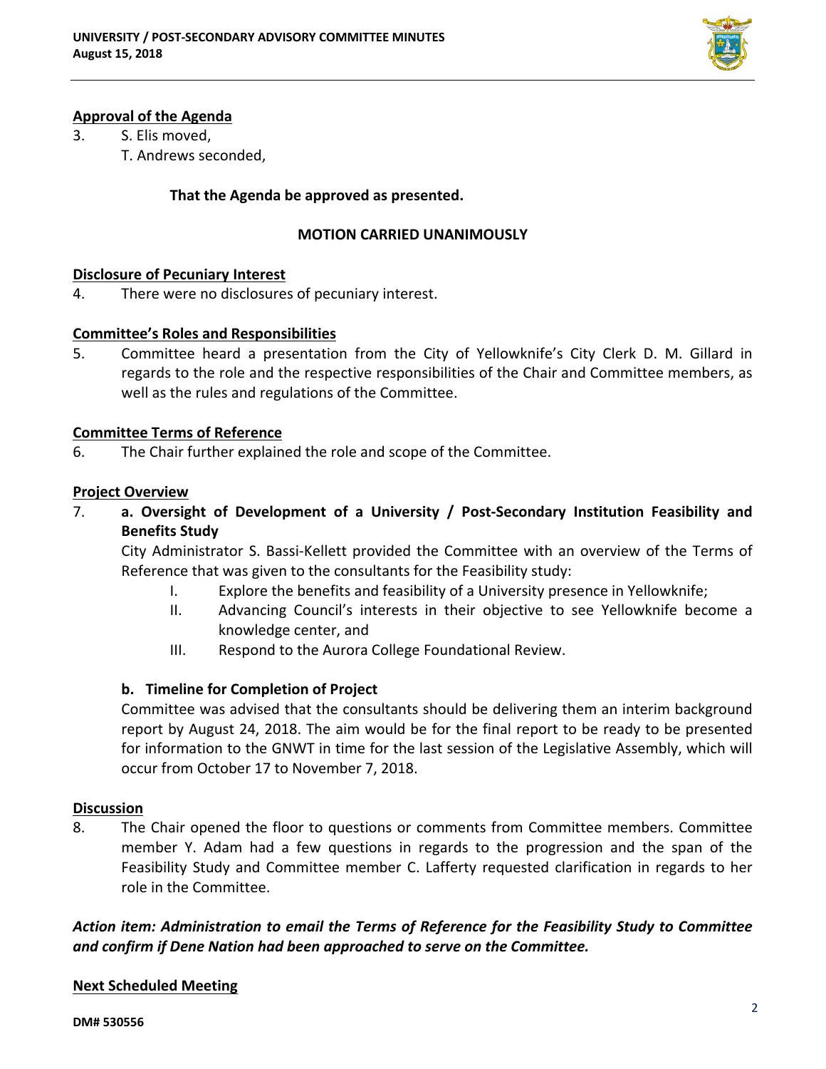**Approval of the Agenda**

3. S. Elis moved,
   T. Andrews seconded,

   **That the Agenda be approved as presented.**

   **MOTION CARRIED UNANIMOUSLY**

**Disclosure of Pecuniary Interest**

4. There were no disclosures of pecuniary interest.

**Committee's Roles and Responsibilities**

5. Committee heard a presentation from the City of Yellowknife's City Clerk D. M. Gillard in regards to the role and the respective responsibilities of the Chair and Committee members, as well as the rules and regulations of the Committee.

**Committee Terms of Reference**

6. The Chair further explained the role and scope of the Committee.

**Project Overview**

7. **a. Oversight of Development of a University / Post-Secondary Institution Feasibility and Benefits Study**

   City Administrator S. Bassi-Kellett provided the Committee with an overview of the Terms of Reference that was given to the consultants for the Feasibility study:

   I. Explore the benefits and feasibility of a University presence in Yellowknife;
   II. Advancing Council's interests in their objective to see Yellowknife become a knowledge center, and
   III. Respond to the Aurora College Foundational Review.

   **b. Timeline for Completion of Project**

   Committee was advised that the consultants should be delivering them an interim background report by August 24, 2018. The aim would be for the final report to be ready to be presented for information to the GNWT in time for the last session of the Legislative Assembly, which will occur from October 17 to November 7, 2018.

**Discussion**

8. The Chair opened the floor to questions or comments from Committee members. Committee member Y. Adam had a few questions in regards to the progression and the span of the Feasibility Study and Committee member C. Lafferty requested clarification in regards to her role in the Committee.

***Action item: Administration to email the Terms of Reference for the Feasibility Study to Committee and confirm if Dene Nation had been approached to serve on the Committee.***

**Next Scheduled Meeting**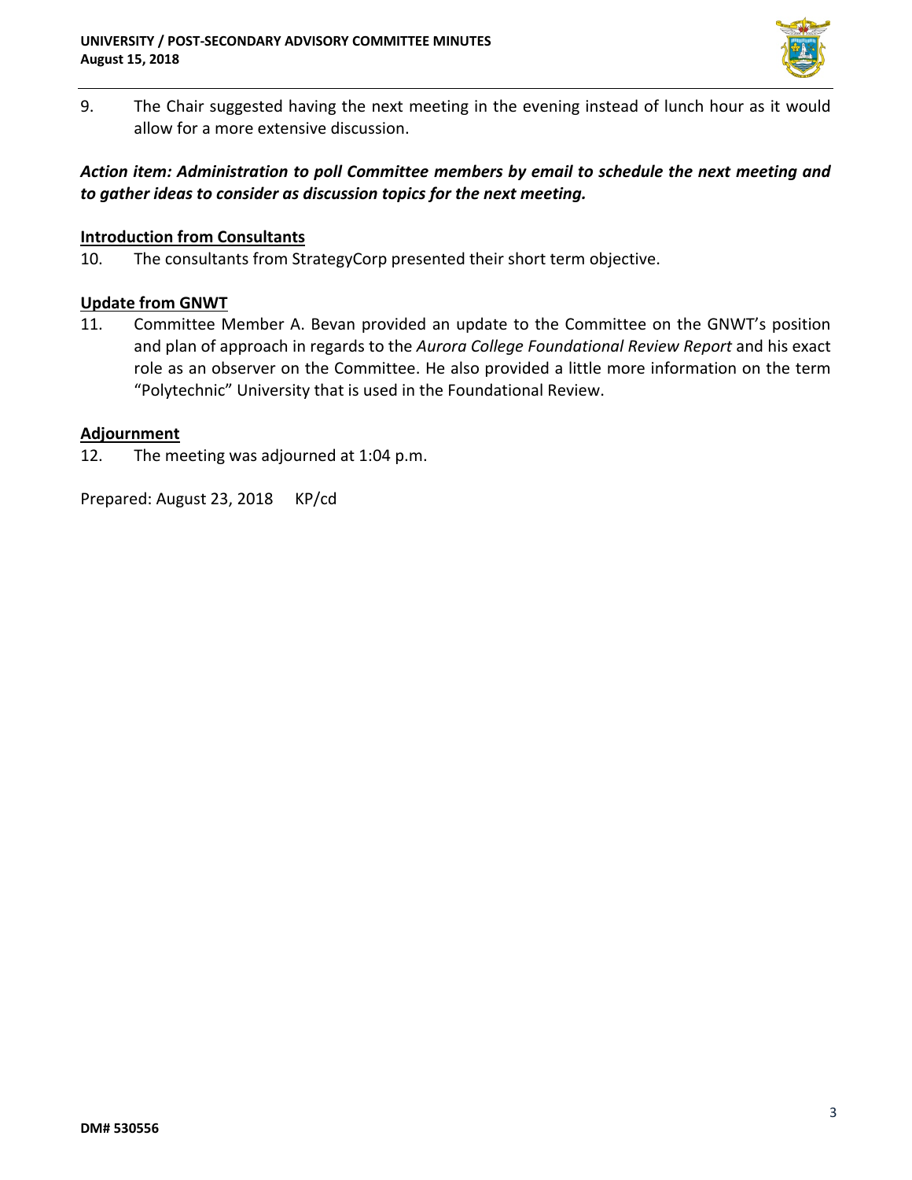9. The Chair suggested having the next meeting in the evening instead of lunch hour as it would allow for a more extensive discussion.

***Action item: Administration to poll Committee members by email to schedule the next meeting and to gather ideas to consider as discussion topics for the next meeting.***

**Introduction from Consultants**

10. The consultants from StrategyCorp presented their short term objective.

**Update from GNWT**

11. Committee Member A. Bevan provided an update to the Committee on the GNWT's position and plan of approach in regards to the *Aurora College Foundational Review Report* and his exact role as an observer on the Committee. He also provided a little more information on the term "Polytechnic" University that is used in the Foundational Review.

**Adjournment**

12. The meeting was adjourned at 1:04 p.m.

Prepared: August 23, 2018 KP/cd

**DM# 530556**